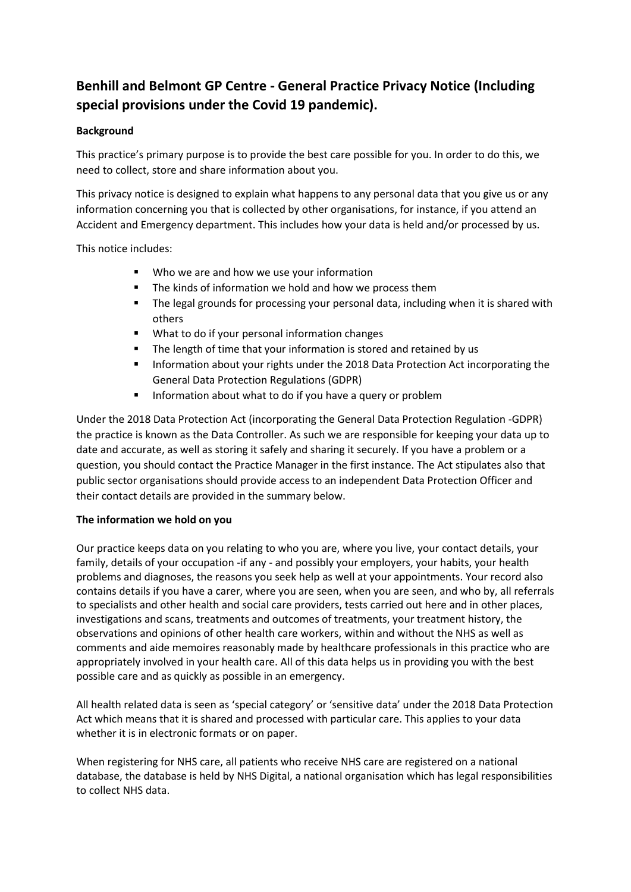# Benhill and Belmont GP Centre - General Practice Privacy Notice (Including special provisions under the Covid 19 pandemic).

**Background**

This practice's primary purpose is to provide the best care possible for you. In order to do this, we need to collect, store and share information about you.

This privacy notice is designed to explain what happens to any personal data that you give us or any information concerning you that is collected by other organisations, for instance, if you attend an Accident and Emergency department. This includes how your data is held and/or processed by us.

This notice includes:

- Who we are and how we use your information
- The kinds of information we hold and how we process them
- The legal grounds for processing your personal data, including when it is shared with others
- What to do if your personal information changes
- The length of time that your information is stored and retained by us
- Information about your rights under the 2018 Data Protection Act incorporating the General Data Protection Regulations (GDPR)
- Information about what to do if you have a query or problem

Under the 2018 Data Protection Act (incorporating the General Data Protection Regulation -GDPR) the practice is known as the Data Controller. As such we are responsible for keeping your data up to date and accurate, as well as storing it safely and sharing it securely. If you have a problem or a question, you should contact the Practice Manager in the first instance. The Act stipulates also that public sector organisations should provide access to an independent Data Protection Officer and their contact details are provided in the summary below.

**The information we hold on you**

Our practice keeps data on you relating to who you are, where you live, your contact details, your family, details of your occupation -if any - and possibly your employers, your habits, your health problems and diagnoses, the reasons you seek help as well at your appointments. Your record also contains details if you have a carer, where you are seen, when you are seen, and who by, all referrals to specialists and other health and social care providers, tests carried out here and in other places, investigations and scans, treatments and outcomes of treatments, your treatment history, the observations and opinions of other health care workers, within and without the NHS as well as comments and aide memoires reasonably made by healthcare professionals in this practice who are appropriately involved in your health care. All of this data helps us in providing you with the best possible care and as quickly as possible in an emergency.

All health related data is seen as 'special category' or 'sensitive data' under the 2018 Data Protection Act which means that it is shared and processed with particular care. This applies to your data whether it is in electronic formats or on paper.

When registering for NHS care, all patients who receive NHS care are registered on a national database, the database is held by NHS Digital, a national organisation which has legal responsibilities to collect NHS data.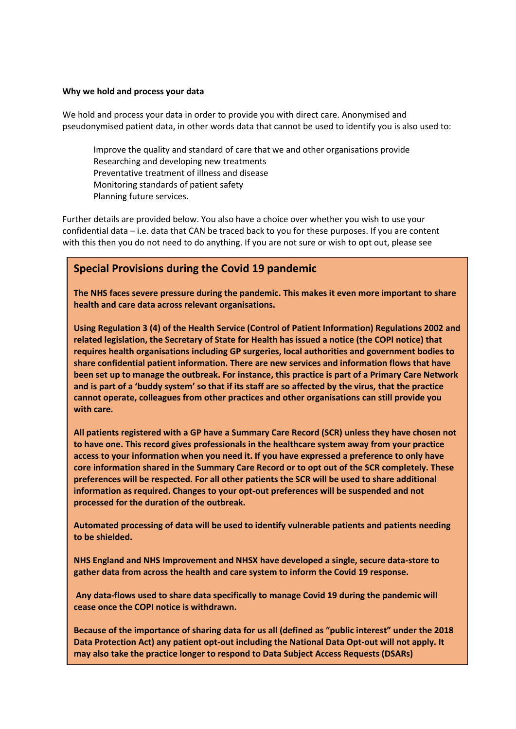**Why we hold and process your data**

We hold and process your data in order to provide you with direct care. Anonymised and pseudonymised patient data, in other words data that cannot be used to identify you is also used to:

- Improve the quality and standard of care that we and other organisations provide
- Researching and developing new treatments
- Preventative treatment of illness and disease
- Monitoring standards of patient safety
- Planning future services.

Further details are provided below. You also have a choice over whether you wish to use your confidential data – i.e. data that CAN be traced back to you for these purposes. If you are content with this then you do not need to do anything. If you are not sure or wish to opt out, please see

## Special Provisions during the Covid 19 pandemic

**The NHS faces severe pressure during the pandemic. This makes it even more important to share health and care data across relevant organisations.**

**Using Regulation 3 (4) of the Health Service (Control of Patient Information) Regulations 2002 and related legislation, the Secretary of State for Health has issued a notice (the COPI notice) that requires health organisations including GP surgeries, local authorities and government bodies to share confidential patient information. There are new services and information flows that have been set up to manage the outbreak. For instance, this practice is part of a Primary Care Network and is part of a 'buddy system' so that if its staff are so affected by the virus, that the practice cannot operate, colleagues from other practices and other organisations can still provide you with care.**

**All patients registered with a GP have a Summary Care Record (SCR) unless they have chosen not to have one. This record gives professionals in the healthcare system away from your practice access to your information when you need it. If you have expressed a preference to only have core information shared in the Summary Care Record or to opt out of the SCR completely. These preferences will be respected. For all other patients the SCR will be used to share additional information as required. Changes to your opt-out preferences will be suspended and not processed for the duration of the outbreak.**

**Automated processing of data will be used to identify vulnerable patients and patients needing to be shielded.**

**NHS England and NHS Improvement and NHSX have developed a single, secure data-store to gather data from across the health and care system to inform the Covid 19 response.**

**Any data-flows used to share data specifically to manage Covid 19 during the pandemic will cease once the COPI notice is withdrawn.**

**Because of the importance of sharing data for us all (defined as "public interest" under the 2018 Data Protection Act) any patient opt-out including the National Data Opt-out will not apply. It may also take the practice longer to respond to Data Subject Access Requests (DSARs)**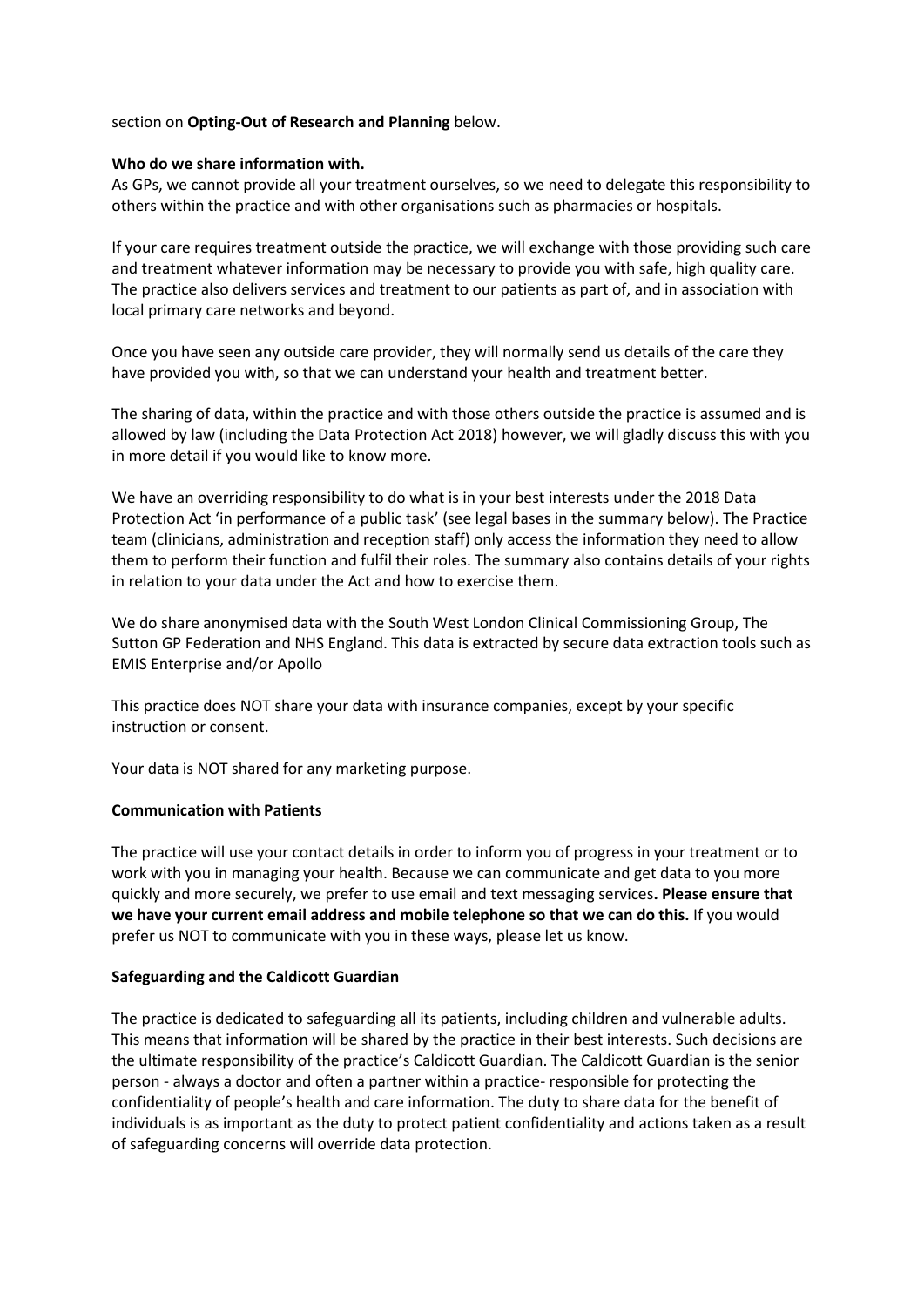section on **Opting-Out of Research and Planning** below.

**Who do we share information with.**

As GPs, we cannot provide all your treatment ourselves, so we need to delegate this responsibility to others within the practice and with other organisations such as pharmacies or hospitals.

If your care requires treatment outside the practice, we will exchange with those providing such care and treatment whatever information may be necessary to provide you with safe, high quality care. The practice also delivers services and treatment to our patients as part of, and in association with local primary care networks and beyond.

Once you have seen any outside care provider, they will normally send us details of the care they have provided you with, so that we can understand your health and treatment better.

The sharing of data, within the practice and with those others outside the practice is assumed and is allowed by law (including the Data Protection Act 2018) however, we will gladly discuss this with you in more detail if you would like to know more.

We have an overriding responsibility to do what is in your best interests under the 2018 Data Protection Act 'in performance of a public task' (see legal bases in the summary below). The Practice team (clinicians, administration and reception staff) only access the information they need to allow them to perform their function and fulfil their roles. The summary also contains details of your rights in relation to your data under the Act and how to exercise them.

We do share anonymised data with the South West London Clinical Commissioning Group, The Sutton GP Federation and NHS England. This data is extracted by secure data extraction tools such as EMIS Enterprise and/or Apollo

This practice does NOT share your data with insurance companies, except by your specific instruction or consent.

Your data is NOT shared for any marketing purpose.

**Communication with Patients**

The practice will use your contact details in order to inform you of progress in your treatment or to work with you in managing your health. Because we can communicate and get data to you more quickly and more securely, we prefer to use email and text messaging services**. Please ensure that we have your current email address and mobile telephone so that we can do this.** If you would prefer us NOT to communicate with you in these ways, please let us know.

**Safeguarding and the Caldicott Guardian**

The practice is dedicated to safeguarding all its patients, including children and vulnerable adults. This means that information will be shared by the practice in their best interests. Such decisions are the ultimate responsibility of the practice's Caldicott Guardian. The Caldicott Guardian is the senior person - always a doctor and often a partner within a practice- responsible for protecting the confidentiality of people's health and care information. The duty to share data for the benefit of individuals is as important as the duty to protect patient confidentiality and actions taken as a result of safeguarding concerns will override data protection.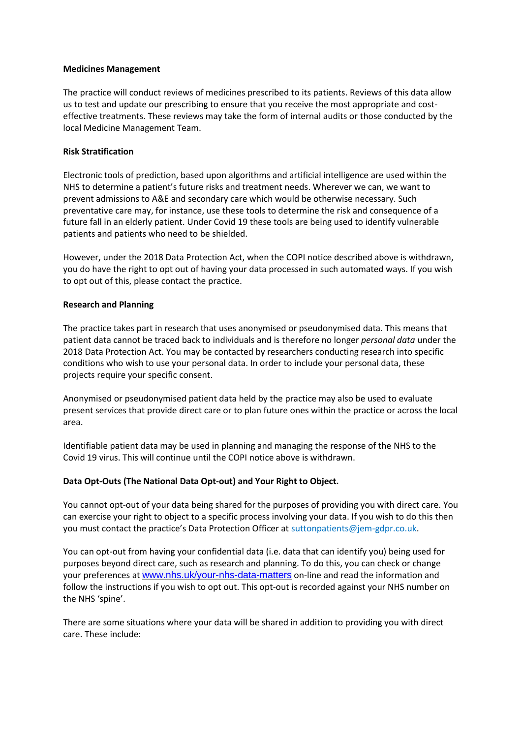**Medicines Management**

The practice will conduct reviews of medicines prescribed to its patients. Reviews of this data allow us to test and update our prescribing to ensure that you receive the most appropriate and cost-effective treatments. These reviews may take the form of internal audits or those conducted by the local Medicine Management Team.

**Risk Stratification**

Electronic tools of prediction, based upon algorithms and artificial intelligence are used within the NHS to determine a patient's future risks and treatment needs. Wherever we can, we want to prevent admissions to A&E and secondary care which would be otherwise necessary. Such preventative care may, for instance, use these tools to determine the risk and consequence of a future fall in an elderly patient. Under Covid 19 these tools are being used to identify vulnerable patients and patients who need to be shielded.

However, under the 2018 Data Protection Act, when the COPI notice described above is withdrawn, you do have the right to opt out of having your data processed in such automated ways. If you wish to opt out of this, please contact the practice.

**Research and Planning**

The practice takes part in research that uses anonymised or pseudonymised data. This means that patient data cannot be traced back to individuals and is therefore no longer *personal data* under the 2018 Data Protection Act. You may be contacted by researchers conducting research into specific conditions who wish to use your personal data. In order to include your personal data, these projects require your specific consent.

Anonymised or pseudonymised patient data held by the practice may also be used to evaluate present services that provide direct care or to plan future ones within the practice or across the local area.

Identifiable patient data may be used in planning and managing the response of the NHS to the Covid 19 virus. This will continue until the COPI notice above is withdrawn.

**Data Opt-Outs (The National Data Opt-out) and Your Right to Object.**

You cannot opt-out of your data being shared for the purposes of providing you with direct care. You can exercise your right to object to a specific process involving your data. If you wish to do this then you must contact the practice's Data Protection Officer at suttonpatients@jem-gdpr.co.uk.

You can opt-out from having your confidential data (i.e. data that can identify you) being used for purposes beyond direct care, such as research and planning. To do this, you can check or change your preferences at www.nhs.uk/your-nhs-data-matters on-line and read the information and follow the instructions if you wish to opt out. This opt-out is recorded against your NHS number on the NHS 'spine'.

There are some situations where your data will be shared in addition to providing you with direct care. These include: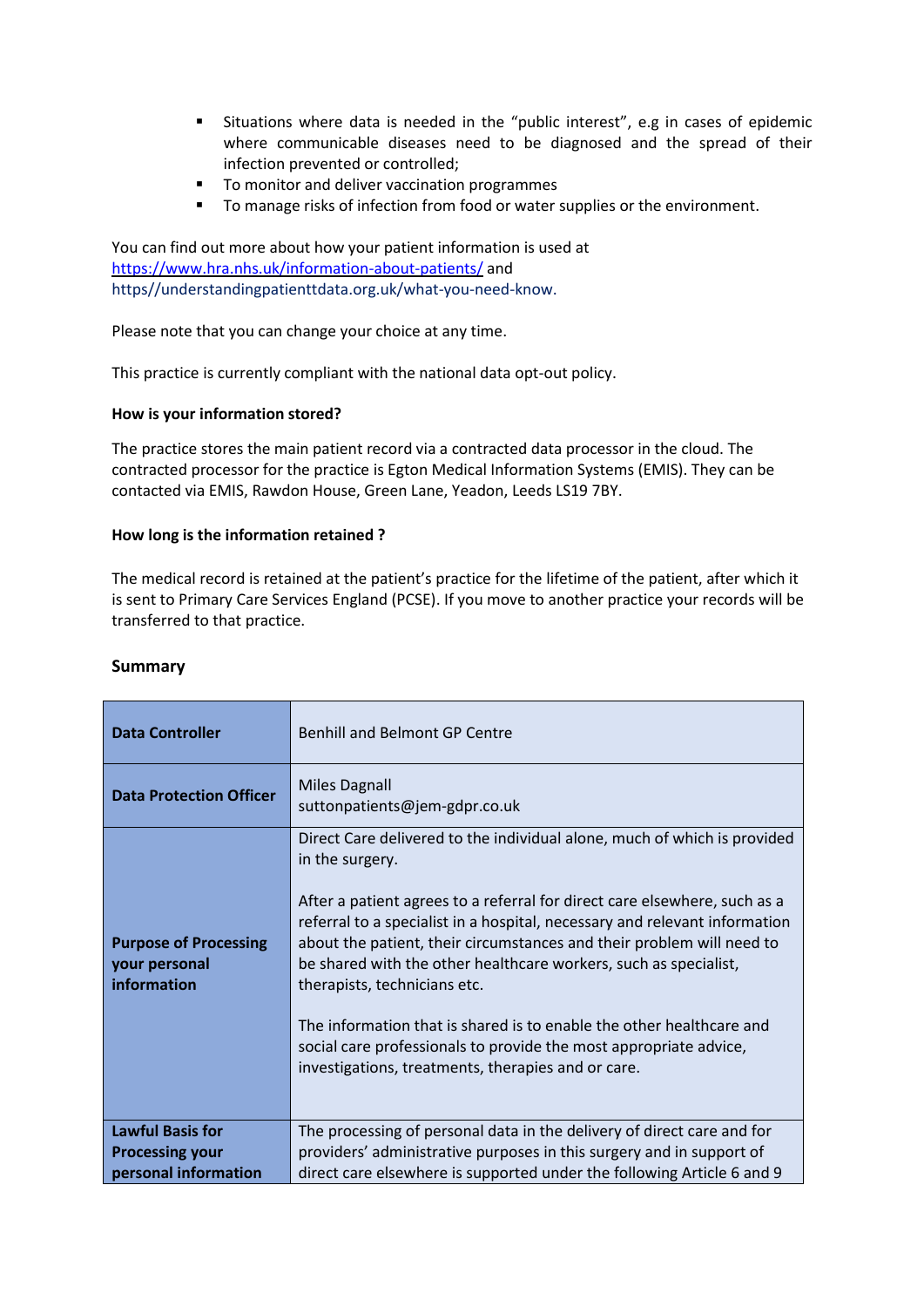- Situations where data is needed in the "public interest", e.g in cases of epidemic where communicable diseases need to be diagnosed and the spread of their infection prevented or controlled;
- To monitor and deliver vaccination programmes
- To manage risks of infection from food or water supplies or the environment.

You can find out more about how your patient information is used at https://www.hra.nhs.uk/information-about-patients/ and https//understandingpatienttdata.org.uk/what-you-need-know.

Please note that you can change your choice at any time.

This practice is currently compliant with the national data opt-out policy.

**How is your information stored?**

The practice stores the main patient record via a contracted data processor in the cloud. The contracted processor for the practice is Egton Medical Information Systems (EMIS). They can be contacted via EMIS, Rawdon House, Green Lane, Yeadon, Leeds LS19 7BY.

**How long is the information retained ?**

The medical record is retained at the patient's practice for the lifetime of the patient, after which it is sent to Primary Care Services England (PCSE). If you move to another practice your records will be transferred to that practice.

**Summary**

| | |
|---|---|
| **Data Controller** | Benhill and Belmont GP Centre |
| **Data Protection Officer** | Miles Dagnall<br>suttonpatients@jem-gdpr.co.uk |
| **Purpose of Processing your personal information** | Direct Care delivered to the individual alone, much of which is provided in the surgery.<br><br>After a patient agrees to a referral for direct care elsewhere, such as a referral to a specialist in a hospital, necessary and relevant information about the patient, their circumstances and their problem will need to be shared with the other healthcare workers, such as specialist, therapists, technicians etc.<br><br>The information that is shared is to enable the other healthcare and social care professionals to provide the most appropriate advice, investigations, treatments, therapies and or care. |
| **Lawful Basis for Processing your personal information** | The processing of personal data in the delivery of direct care and for providers' administrative purposes in this surgery and in support of direct care elsewhere is supported under the following Article 6 and 9 |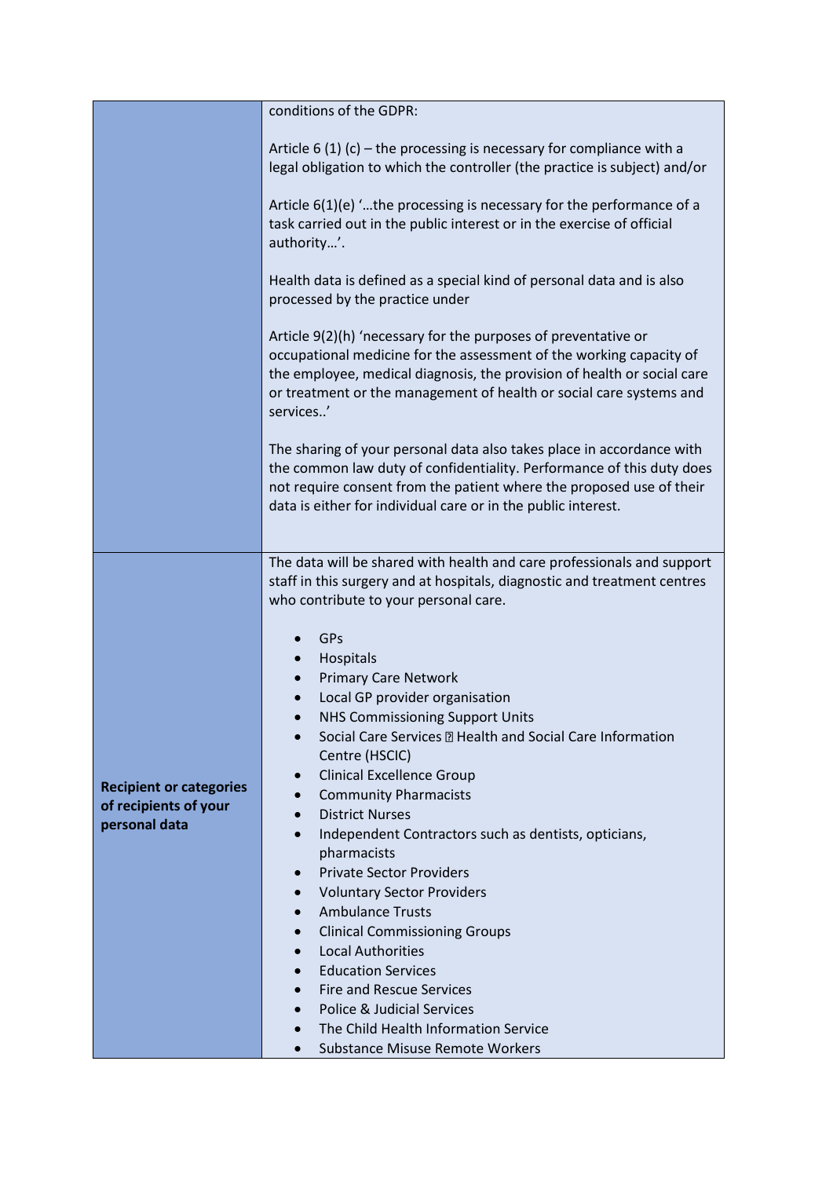| | |
|---|---|
| | conditions of the GDPR:<br><br>Article 6 (1) (c) – the processing is necessary for compliance with a legal obligation to which the controller (the practice is subject) and/or<br><br>Article 6(1)(e) '…the processing is necessary for the performance of a task carried out in the public interest or in the exercise of official authority…'.<br><br>Health data is defined as a special kind of personal data and is also processed by the practice under<br><br>Article 9(2)(h) 'necessary for the purposes of preventative or occupational medicine for the assessment of the working capacity of the employee, medical diagnosis, the provision of health or social care or treatment or the management of health or social care systems and services..'<br><br>The sharing of your personal data also takes place in accordance with the common law duty of confidentiality. Performance of this duty does not require consent from the patient where the proposed use of their data is either for individual care or in the public interest. |
| **Recipient or categories of recipients of your personal data** | The data will be shared with health and care professionals and support staff in this surgery and at hospitals, diagnostic and treatment centres who contribute to your personal care.<br><br>• GPs<br>• Hospitals<br>• Primary Care Network<br>• Local GP provider organisation<br>• NHS Commissioning Support Units<br>• Social Care Services  Health and Social Care Information Centre (HSCIC)<br>• Clinical Excellence Group<br>• Community Pharmacists<br>• District Nurses<br>• Independent Contractors such as dentists, opticians, pharmacists<br>• Private Sector Providers<br>• Voluntary Sector Providers<br>• Ambulance Trusts<br>• Clinical Commissioning Groups<br>• Local Authorities<br>• Education Services<br>• Fire and Rescue Services<br>• Police & Judicial Services<br>• The Child Health Information Service<br>• Substance Misuse Remote Workers |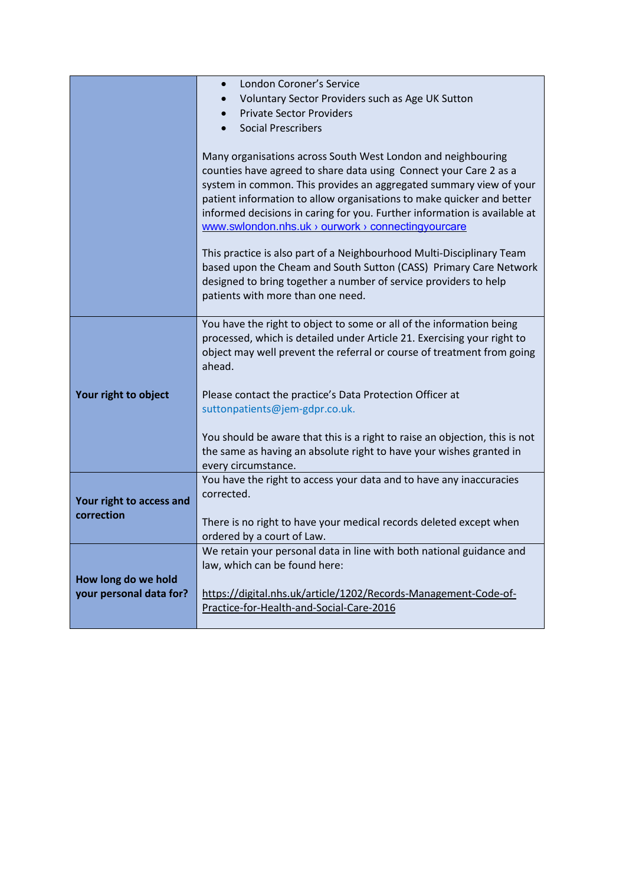| | |
|---|---|
| | • London Coroner's Service<br>• Voluntary Sector Providers such as Age UK Sutton<br>• Private Sector Providers<br>• Social Prescribers<br><br>Many organisations across South West London and neighbouring counties have agreed to share data using Connect your Care 2 as a system in common. This provides an aggregated summary view of your patient information to allow organisations to make quicker and better informed decisions in caring for you. Further information is available at www.swlondon.nhs.uk › ourwork › connectingyourcare<br><br>This practice is also part of a Neighbourhood Multi-Disciplinary Team based upon the Cheam and South Sutton (CASS) Primary Care Network designed to bring together a number of service providers to help patients with more than one need. |
| **Your right to object** | You have the right to object to some or all of the information being processed, which is detailed under Article 21. Exercising your right to object may well prevent the referral or course of treatment from going ahead.<br><br>Please contact the practice's Data Protection Officer at suttonpatients@jem-gdpr.co.uk.<br><br>You should be aware that this is a right to raise an objection, this is not the same as having an absolute right to have your wishes granted in every circumstance. |
| **Your right to access and correction** | You have the right to access your data and to have any inaccuracies corrected.<br><br>There is no right to have your medical records deleted except when ordered by a court of Law. |
| **How long do we hold your personal data for?** | We retain your personal data in line with both national guidance and law, which can be found here:<br><br>https://digital.nhs.uk/article/1202/Records-Management-Code-of-Practice-for-Health-and-Social-Care-2016 |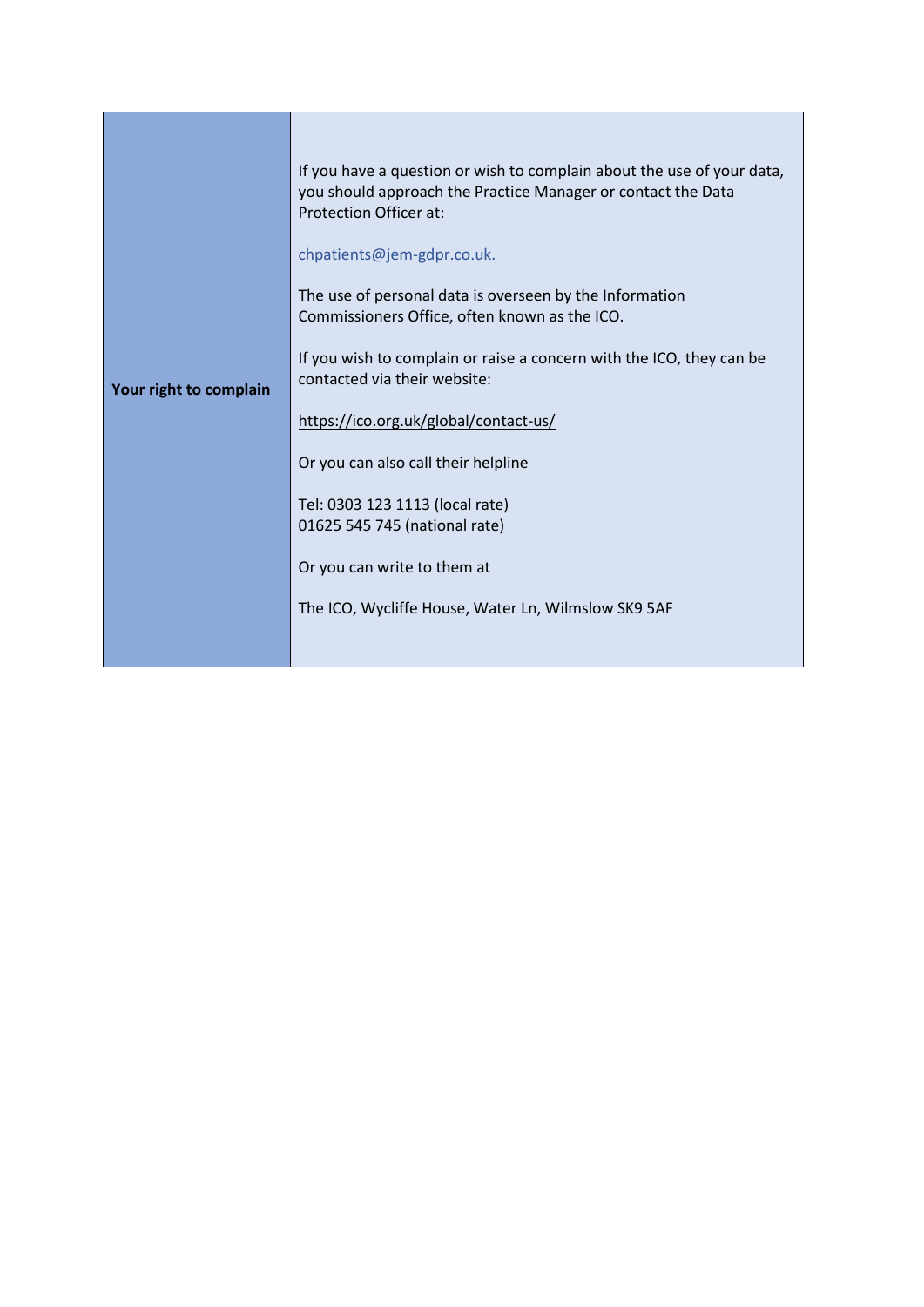| | |
|---|---|
| **Your right to complain** | If you have a question or wish to complain about the use of your data, you should approach the Practice Manager or contact the Data Protection Officer at:<br><br>chpatients@jem-gdpr.co.uk.<br><br>The use of personal data is overseen by the Information Commissioners Office, often known as the ICO.<br><br>If you wish to complain or raise a concern with the ICO, they can be contacted via their website:<br><br>https://ico.org.uk/global/contact-us/<br><br>Or you can also call their helpline<br><br>Tel: 0303 123 1113 (local rate)<br>01625 545 745 (national rate)<br><br>Or you can write to them at<br><br>The ICO, Wycliffe House, Water Ln, Wilmslow SK9 5AF |